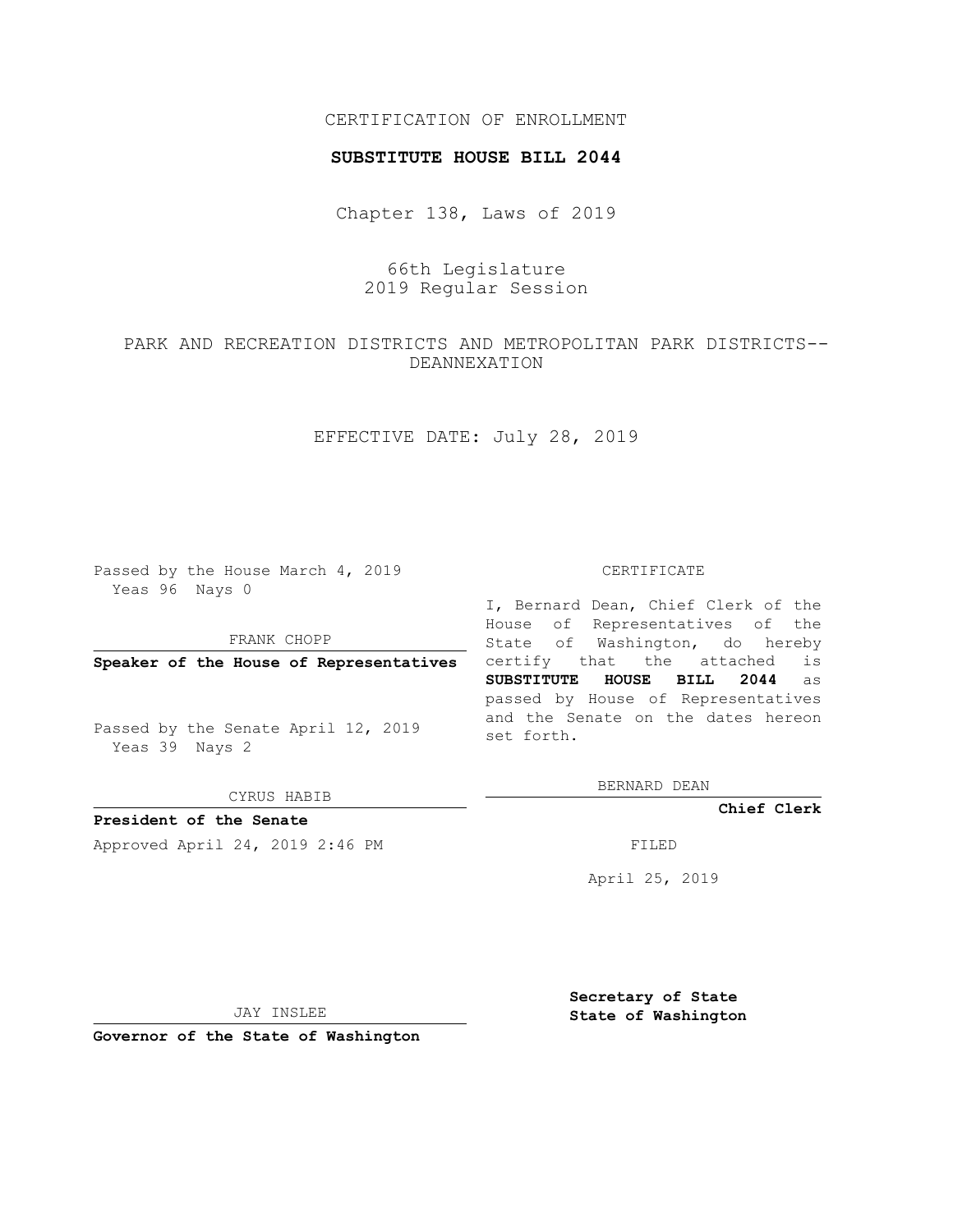CERTIFICATION OF ENROLLMENT

**SUBSTITUTE HOUSE BILL 2044**

Chapter 138, Laws of 2019

66th Legislature
2019 Regular Session

PARK AND RECREATION DISTRICTS AND METROPOLITAN PARK DISTRICTS--DEANNEXATION

EFFECTIVE DATE: July 28, 2019

Passed by the House March 4, 2019
Yeas 96 Nays 0

FRANK CHOPP

**Speaker of the House of Representatives**

Passed by the Senate April 12, 2019
Yeas 39 Nays 2

CYRUS HABIB

**President of the Senate**

Approved April 24, 2019 2:46 PM

JAY INSLEE

**Governor of the State of Washington**

CERTIFICATE

I, Bernard Dean, Chief Clerk of the House of Representatives of the State of Washington, do hereby certify that the attached is **SUBSTITUTE HOUSE BILL 2044** as passed by House of Representatives and the Senate on the dates hereon set forth.

BERNARD DEAN

**Chief Clerk**

FILED

April 25, 2019

**Secretary of State**
**State of Washington**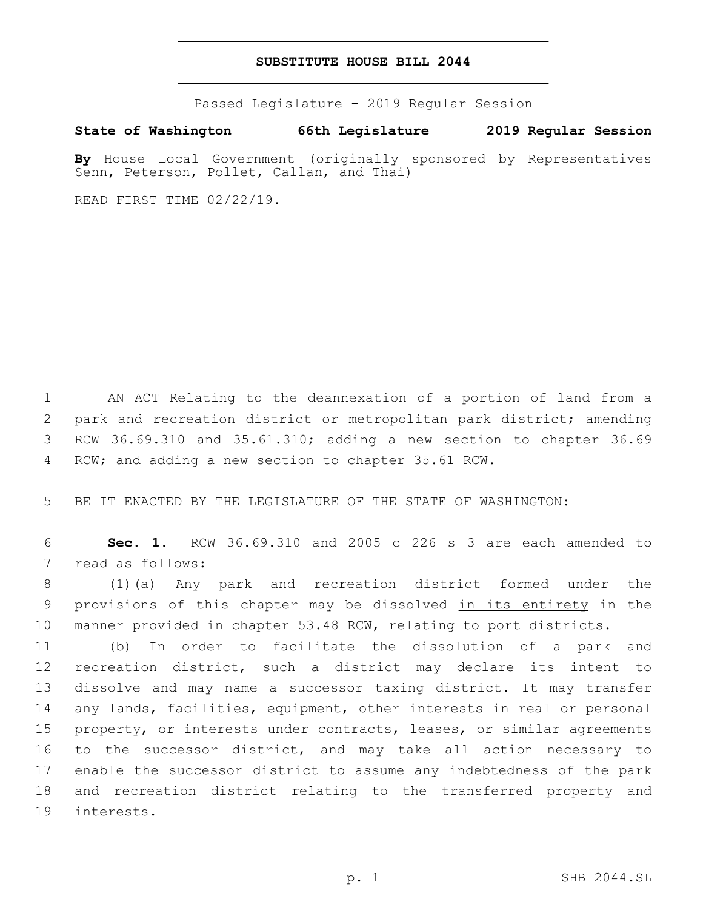# SUBSTITUTE HOUSE BILL 2044

Passed Legislature - 2019 Regular Session

**State of Washington 66th Legislature 2019 Regular Session**

**By** House Local Government (originally sponsored by Representatives Senn, Peterson, Pollet, Callan, and Thai)

READ FIRST TIME 02/22/19.

1 AN ACT Relating to the deannexation of a portion of land from a 2 park and recreation district or metropolitan park district; amending 3 RCW 36.69.310 and 35.61.310; adding a new section to chapter 36.69 4 RCW; and adding a new section to chapter 35.61 RCW.

5 BE IT ENACTED BY THE LEGISLATURE OF THE STATE OF WASHINGTON:

6 **Sec. 1.** RCW 36.69.310 and 2005 c 226 s 3 are each amended to 7 read as follows:

8 (1)(a) Any park and recreation district formed under the 9 provisions of this chapter may be dissolved in its entirety in the 10 manner provided in chapter 53.48 RCW, relating to port districts.

11 (b) In order to facilitate the dissolution of a park and 12 recreation district, such a district may declare its intent to 13 dissolve and may name a successor taxing district. It may transfer 14 any lands, facilities, equipment, other interests in real or personal 15 property, or interests under contracts, leases, or similar agreements 16 to the successor district, and may take all action necessary to 17 enable the successor district to assume any indebtedness of the park 18 and recreation district relating to the transferred property and 19 interests.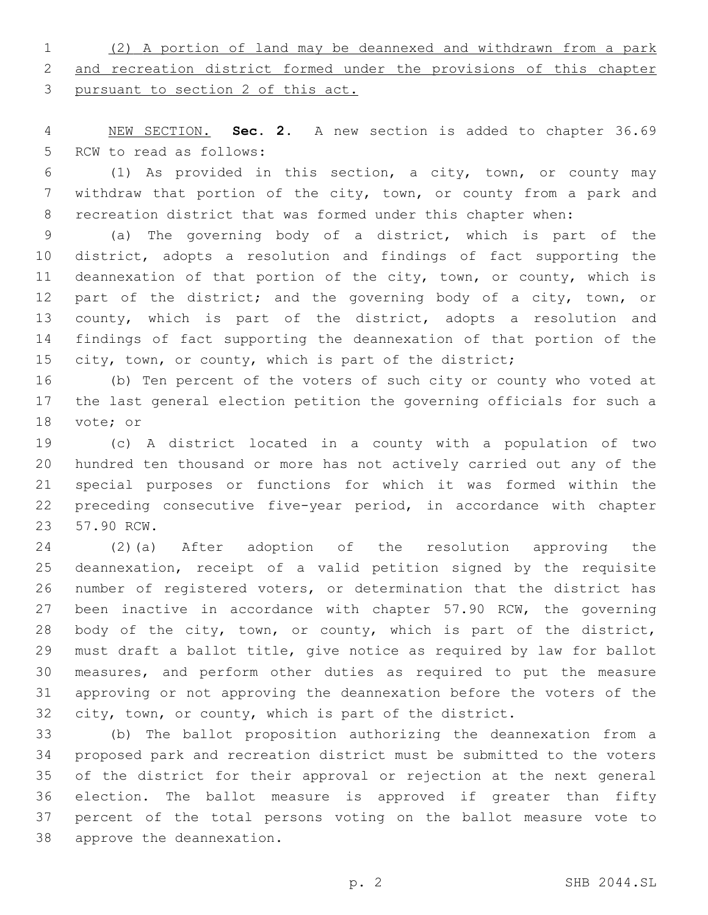(2) A portion of land may be deannexed and withdrawn from a park and recreation district formed under the provisions of this chapter pursuant to section 2 of this act.

NEW SECTION. **Sec. 2.** A new section is added to chapter 36.69 RCW to read as follows:

(1) As provided in this section, a city, town, or county may withdraw that portion of the city, town, or county from a park and recreation district that was formed under this chapter when:

(a) The governing body of a district, which is part of the district, adopts a resolution and findings of fact supporting the deannexation of that portion of the city, town, or county, which is part of the district; and the governing body of a city, town, or county, which is part of the district, adopts a resolution and findings of fact supporting the deannexation of that portion of the city, town, or county, which is part of the district;

(b) Ten percent of the voters of such city or county who voted at the last general election petition the governing officials for such a vote; or

(c) A district located in a county with a population of two hundred ten thousand or more has not actively carried out any of the special purposes or functions for which it was formed within the preceding consecutive five-year period, in accordance with chapter 57.90 RCW.

(2)(a) After adoption of the resolution approving the deannexation, receipt of a valid petition signed by the requisite number of registered voters, or determination that the district has been inactive in accordance with chapter 57.90 RCW, the governing body of the city, town, or county, which is part of the district, must draft a ballot title, give notice as required by law for ballot measures, and perform other duties as required to put the measure approving or not approving the deannexation before the voters of the city, town, or county, which is part of the district.

(b) The ballot proposition authorizing the deannexation from a proposed park and recreation district must be submitted to the voters of the district for their approval or rejection at the next general election. The ballot measure is approved if greater than fifty percent of the total persons voting on the ballot measure vote to approve the deannexation.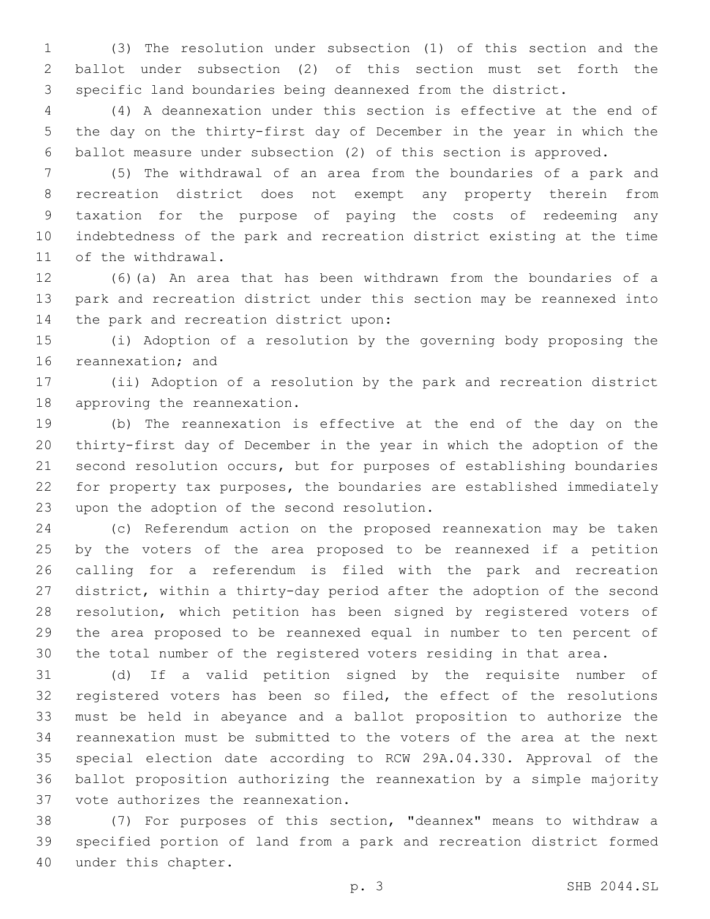(3) The resolution under subsection (1) of this section and the ballot under subsection (2) of this section must set forth the specific land boundaries being deannexed from the district.

(4) A deannexation under this section is effective at the end of the day on the thirty-first day of December in the year in which the ballot measure under subsection (2) of this section is approved.

(5) The withdrawal of an area from the boundaries of a park and recreation district does not exempt any property therein from taxation for the purpose of paying the costs of redeeming any indebtedness of the park and recreation district existing at the time of the withdrawal.

(6)(a) An area that has been withdrawn from the boundaries of a park and recreation district under this section may be reannexed into the park and recreation district upon:

(i) Adoption of a resolution by the governing body proposing the reannexation; and

(ii) Adoption of a resolution by the park and recreation district approving the reannexation.

(b) The reannexation is effective at the end of the day on the thirty-first day of December in the year in which the adoption of the second resolution occurs, but for purposes of establishing boundaries for property tax purposes, the boundaries are established immediately upon the adoption of the second resolution.

(c) Referendum action on the proposed reannexation may be taken by the voters of the area proposed to be reannexed if a petition calling for a referendum is filed with the park and recreation district, within a thirty-day period after the adoption of the second resolution, which petition has been signed by registered voters of the area proposed to be reannexed equal in number to ten percent of the total number of the registered voters residing in that area.

(d) If a valid petition signed by the requisite number of registered voters has been so filed, the effect of the resolutions must be held in abeyance and a ballot proposition to authorize the reannexation must be submitted to the voters of the area at the next special election date according to RCW 29A.04.330. Approval of the ballot proposition authorizing the reannexation by a simple majority vote authorizes the reannexation.

(7) For purposes of this section, "deannex" means to withdraw a specified portion of land from a park and recreation district formed under this chapter.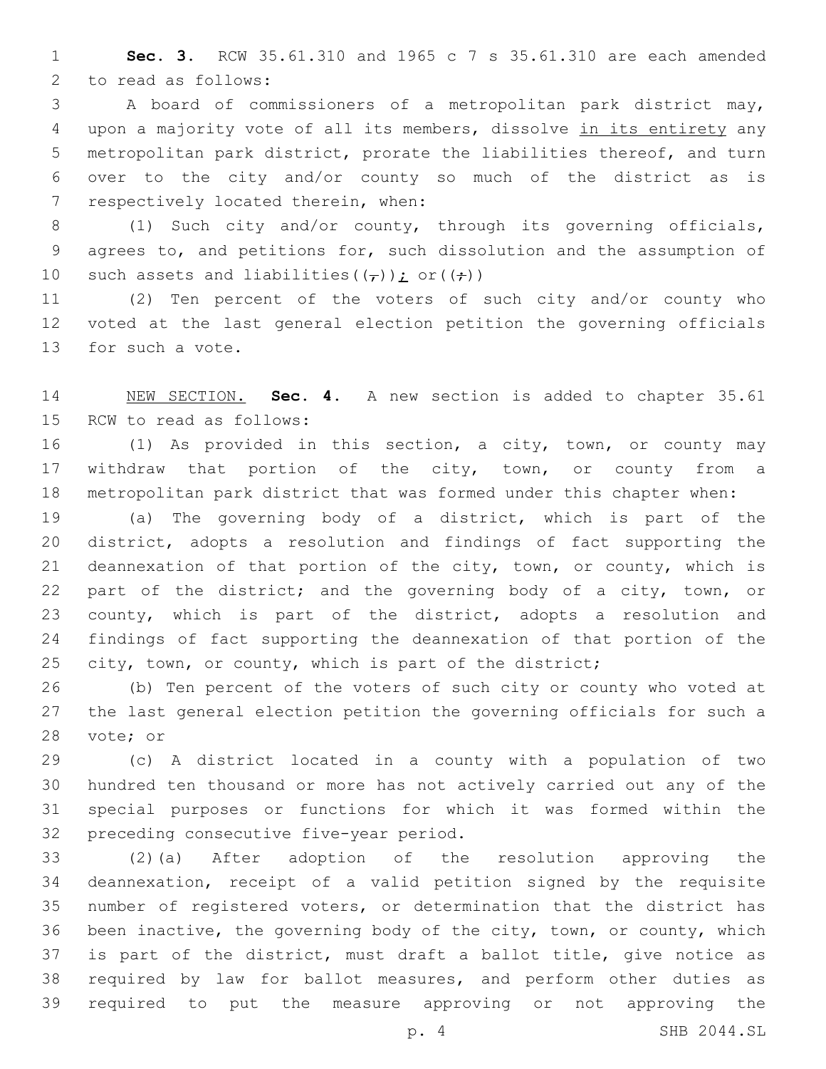**Sec. 3.** RCW 35.61.310 and 1965 c 7 s 35.61.310 are each amended to read as follows:

A board of commissioners of a metropolitan park district may, upon a majority vote of all its members, dissolve in its entirety any metropolitan park district, prorate the liabilities thereof, and turn over to the city and/or county so much of the district as is respectively located therein, when:

(1) Such city and/or county, through its governing officials, agrees to, and petitions for, such dissolution and the assumption of such assets and liabilities((,)); or((:))

(2) Ten percent of the voters of such city and/or county who voted at the last general election petition the governing officials for such a vote.

NEW SECTION. **Sec. 4.** A new section is added to chapter 35.61 RCW to read as follows:

(1) As provided in this section, a city, town, or county may withdraw that portion of the city, town, or county from a metropolitan park district that was formed under this chapter when:

(a) The governing body of a district, which is part of the district, adopts a resolution and findings of fact supporting the deannexation of that portion of the city, town, or county, which is part of the district; and the governing body of a city, town, or county, which is part of the district, adopts a resolution and findings of fact supporting the deannexation of that portion of the city, town, or county, which is part of the district;

(b) Ten percent of the voters of such city or county who voted at the last general election petition the governing officials for such a vote; or

(c) A district located in a county with a population of two hundred ten thousand or more has not actively carried out any of the special purposes or functions for which it was formed within the preceding consecutive five-year period.

(2)(a) After adoption of the resolution approving the deannexation, receipt of a valid petition signed by the requisite number of registered voters, or determination that the district has been inactive, the governing body of the city, town, or county, which is part of the district, must draft a ballot title, give notice as required by law for ballot measures, and perform other duties as required to put the measure approving or not approving the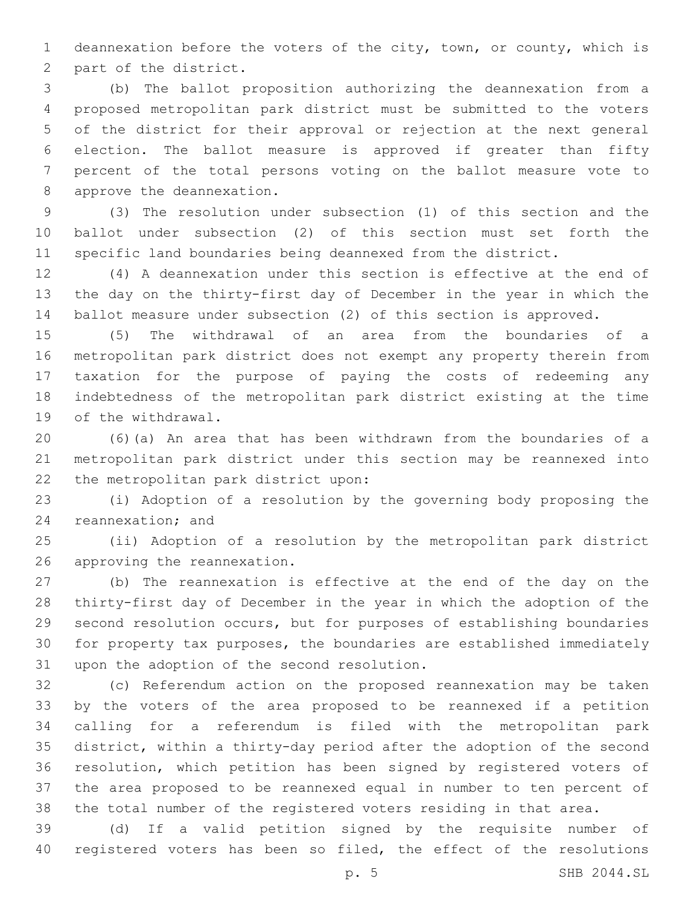deannexation before the voters of the city, town, or county, which is part of the district.

(b) The ballot proposition authorizing the deannexation from a proposed metropolitan park district must be submitted to the voters of the district for their approval or rejection at the next general election. The ballot measure is approved if greater than fifty percent of the total persons voting on the ballot measure vote to approve the deannexation.

(3) The resolution under subsection (1) of this section and the ballot under subsection (2) of this section must set forth the specific land boundaries being deannexed from the district.

(4) A deannexation under this section is effective at the end of the day on the thirty-first day of December in the year in which the ballot measure under subsection (2) of this section is approved.

(5) The withdrawal of an area from the boundaries of a metropolitan park district does not exempt any property therein from taxation for the purpose of paying the costs of redeeming any indebtedness of the metropolitan park district existing at the time of the withdrawal.

(6)(a) An area that has been withdrawn from the boundaries of a metropolitan park district under this section may be reannexed into the metropolitan park district upon:

(i) Adoption of a resolution by the governing body proposing the reannexation; and

(ii) Adoption of a resolution by the metropolitan park district approving the reannexation.

(b) The reannexation is effective at the end of the day on the thirty-first day of December in the year in which the adoption of the second resolution occurs, but for purposes of establishing boundaries for property tax purposes, the boundaries are established immediately upon the adoption of the second resolution.

(c) Referendum action on the proposed reannexation may be taken by the voters of the area proposed to be reannexed if a petition calling for a referendum is filed with the metropolitan park district, within a thirty-day period after the adoption of the second resolution, which petition has been signed by registered voters of the area proposed to be reannexed equal in number to ten percent of the total number of the registered voters residing in that area.

(d) If a valid petition signed by the requisite number of registered voters has been so filed, the effect of the resolutions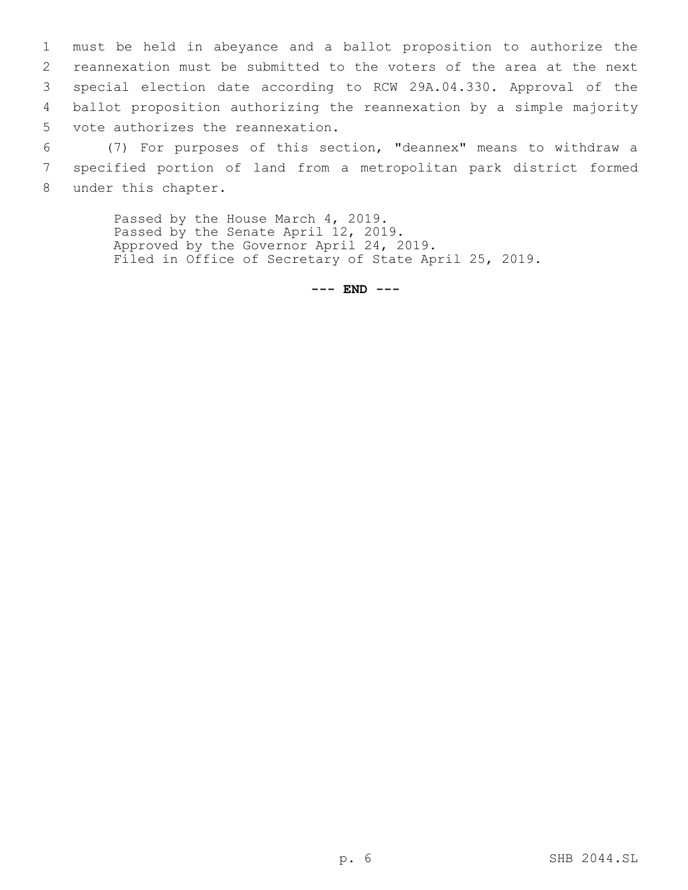must be held in abeyance and a ballot proposition to authorize the reannexation must be submitted to the voters of the area at the next special election date according to RCW 29A.04.330. Approval of the ballot proposition authorizing the reannexation by a simple majority vote authorizes the reannexation.

(7) For purposes of this section, "deannex" means to withdraw a specified portion of land from a metropolitan park district formed under this chapter.

Passed by the House March 4, 2019.
Passed by the Senate April 12, 2019.
Approved by the Governor April 24, 2019.
Filed in Office of Secretary of State April 25, 2019.

**--- END ---**